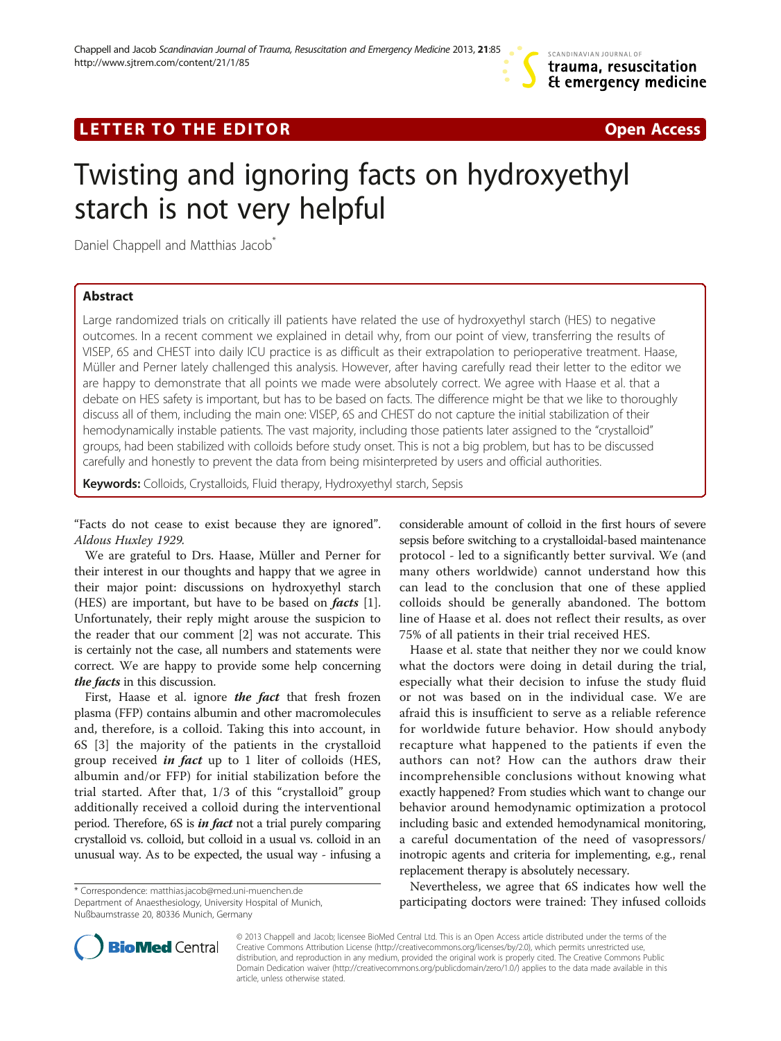LETTER TO THE EDITOR

Open Access

# Twisting and ignoring facts on hydroxyethyl starch is not very helpful

Daniel Chappell and Matthias Jacob*

## Abstract

Large randomized trials on critically ill patients have related the use of hydroxyethyl starch (HES) to negative outcomes. In a recent comment we explained in detail why, from our point of view, transferring the results of VISEP, 6S and CHEST into daily ICU practice is as difficult as their extrapolation to perioperative treatment. Haase, Müller and Perner lately challenged this analysis. However, after having carefully read their letter to the editor we are happy to demonstrate that all points we made were absolutely correct. We agree with Haase et al. that a debate on HES safety is important, but has to be based on facts. The difference might be that we like to thoroughly discuss all of them, including the main one: VISEP, 6S and CHEST do not capture the initial stabilization of their hemodynamically instable patients. The vast majority, including those patients later assigned to the "crystalloid" groups, had been stabilized with colloids before study onset. This is not a big problem, but has to be discussed carefully and honestly to prevent the data from being misinterpreted by users and official authorities.

**Keywords:** Colloids, Crystalloids, Fluid therapy, Hydroxyethyl starch, Sepsis

"Facts do not cease to exist because they are ignored". *Aldous Huxley 1929.*

We are grateful to Drs. Haase, Müller and Perner for their interest in our thoughts and happy that we agree in their major point: discussions on hydroxyethyl starch (HES) are important, but have to be based on ***facts*** [1]. Unfortunately, their reply might arouse the suspicion to the reader that our comment [2] was not accurate. This is certainly not the case, all numbers and statements were correct. We are happy to provide some help concerning ***the facts*** in this discussion.

First, Haase et al. ignore ***the fact*** that fresh frozen plasma (FFP) contains albumin and other macromolecules and, therefore, is a colloid. Taking this into account, in 6S [3] the majority of the patients in the crystalloid group received ***in fact*** up to 1 liter of colloids (HES, albumin and/or FFP) for initial stabilization before the trial started. After that, 1/3 of this "crystalloid" group additionally received a colloid during the interventional period. Therefore, 6S is ***in fact*** not a trial purely comparing crystalloid vs. colloid, but colloid in a usual vs. colloid in an unusual way. As to be expected, the usual way - infusing a considerable amount of colloid in the first hours of severe sepsis before switching to a crystalloidal-based maintenance protocol - led to a significantly better survival. We (and many others worldwide) cannot understand how this can lead to the conclusion that one of these applied colloids should be generally abandoned. The bottom line of Haase et al. does not reflect their results, as over 75% of all patients in their trial received HES.

Haase et al. state that neither they nor we could know what the doctors were doing in detail during the trial, especially what their decision to infuse the study fluid or not was based on in the individual case. We are afraid this is insufficient to serve as a reliable reference for worldwide future behavior. How should anybody recapture what happened to the patients if even the authors can not? How can the authors draw their incomprehensible conclusions without knowing what exactly happened? From studies which want to change our behavior around hemodynamic optimization a protocol including basic and extended hemodynamical monitoring, a careful documentation of the need of vasopressors/ inotropic agents and criteria for implementing, e.g., renal replacement therapy is absolutely necessary.

Nevertheless, we agree that 6S indicates how well the participating doctors were trained: They infused colloids

* Correspondence: matthias.jacob@med.uni-muenchen.de
Department of Anaesthesiology, University Hospital of Munich, Nußbaumstrasse 20, 80336 Munich, Germany

© 2013 Chappell and Jacob; licensee BioMed Central Ltd. This is an Open Access article distributed under the terms of the Creative Commons Attribution License (http://creativecommons.org/licenses/by/2.0), which permits unrestricted use, distribution, and reproduction in any medium, provided the original work is properly cited. The Creative Commons Public Domain Dedication waiver (http://creativecommons.org/publicdomain/zero/1.0/) applies to the data made available in this article, unless otherwise stated.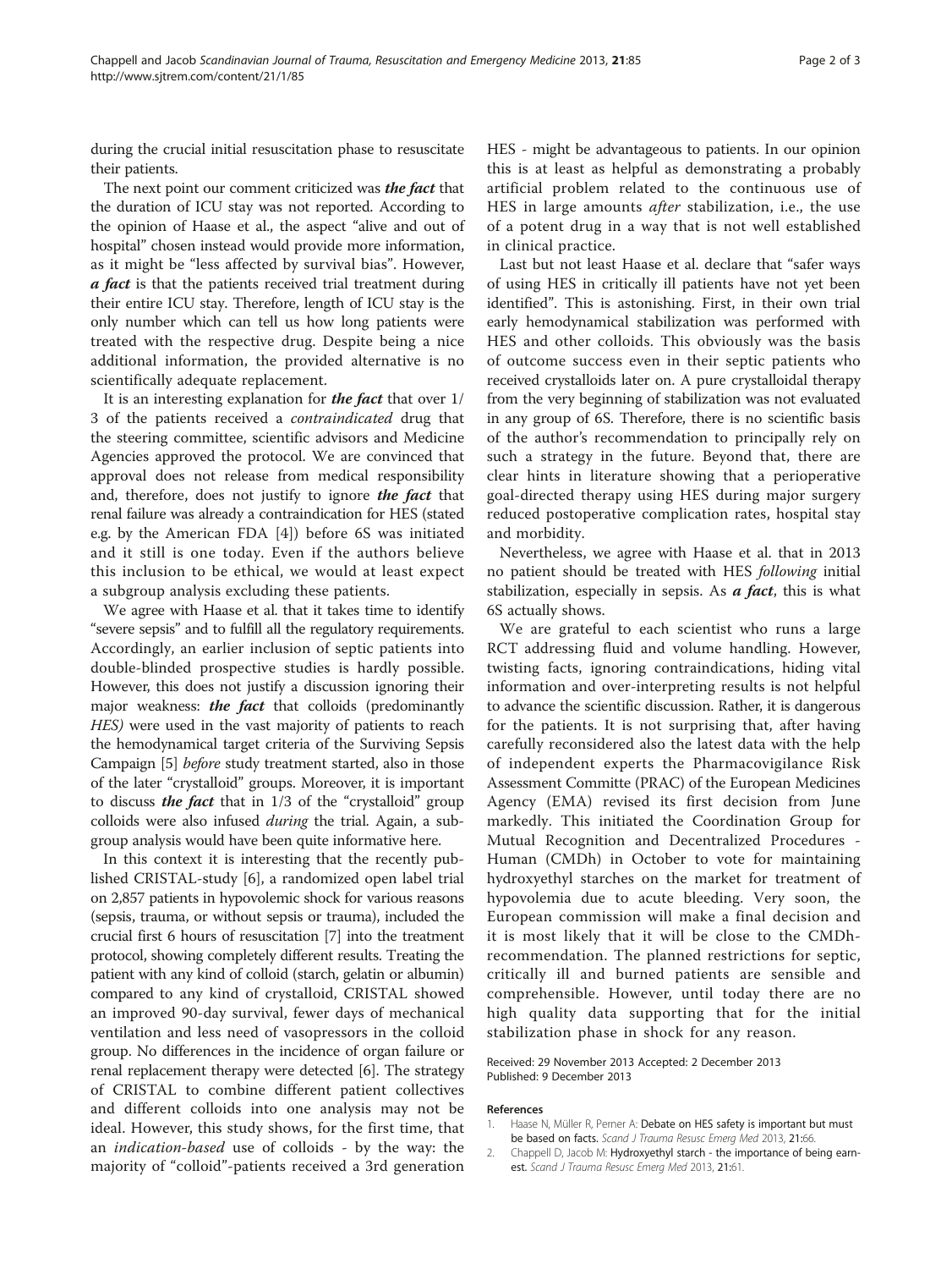during the crucial initial resuscitation phase to resuscitate their patients.

The next point our comment criticized was ***the fact*** that the duration of ICU stay was not reported. According to the opinion of Haase et al., the aspect "alive and out of hospital" chosen instead would provide more information, as it might be "less affected by survival bias". However, ***a fact*** is that the patients received trial treatment during their entire ICU stay. Therefore, length of ICU stay is the only number which can tell us how long patients were treated with the respective drug. Despite being a nice additional information, the provided alternative is no scientifically adequate replacement.

It is an interesting explanation for ***the fact*** that over 1/3 of the patients received a *contraindicated* drug that the steering committee, scientific advisors and Medicine Agencies approved the protocol. We are convinced that approval does not release from medical responsibility and, therefore, does not justify to ignore ***the fact*** that renal failure was already a contraindication for HES (stated e.g. by the American FDA [4]) before 6S was initiated and it still is one today. Even if the authors believe this inclusion to be ethical, we would at least expect a subgroup analysis excluding these patients.

We agree with Haase et al. that it takes time to identify "severe sepsis" and to fulfill all the regulatory requirements. Accordingly, an earlier inclusion of septic patients into double-blinded prospective studies is hardly possible. However, this does not justify a discussion ignoring their major weakness: ***the fact*** that colloids (predominantly *HES)* were used in the vast majority of patients to reach the hemodynamical target criteria of the Surviving Sepsis Campaign [5] *before* study treatment started, also in those of the later "crystalloid" groups. Moreover, it is important to discuss ***the fact*** that in 1/3 of the "crystalloid" group colloids were also infused *during* the trial. Again, a subgroup analysis would have been quite informative here.

In this context it is interesting that the recently published CRISTAL-study [6], a randomized open label trial on 2,857 patients in hypovolemic shock for various reasons (sepsis, trauma, or without sepsis or trauma), included the crucial first 6 hours of resuscitation [7] into the treatment protocol, showing completely different results. Treating the patient with any kind of colloid (starch, gelatin or albumin) compared to any kind of crystalloid, CRISTAL showed an improved 90-day survival, fewer days of mechanical ventilation and less need of vasopressors in the colloid group. No differences in the incidence of organ failure or renal replacement therapy were detected [6]. The strategy of CRISTAL to combine different patient collectives and different colloids into one analysis may not be ideal. However, this study shows, for the first time, that an *indication-based* use of colloids - by the way: the majority of "colloid"-patients received a 3rd generation HES - might be advantageous to patients. In our opinion this is at least as helpful as demonstrating a probably artificial problem related to the continuous use of HES in large amounts *after* stabilization, i.e., the use of a potent drug in a way that is not well established in clinical practice.

Last but not least Haase et al. declare that "safer ways of using HES in critically ill patients have not yet been identified". This is astonishing. First, in their own trial early hemodynamical stabilization was performed with HES and other colloids. This obviously was the basis of outcome success even in their septic patients who received crystalloids later on. A pure crystalloidal therapy from the very beginning of stabilization was not evaluated in any group of 6S. Therefore, there is no scientific basis of the author's recommendation to principally rely on such a strategy in the future. Beyond that, there are clear hints in literature showing that a perioperative goal-directed therapy using HES during major surgery reduced postoperative complication rates, hospital stay and morbidity.

Nevertheless, we agree with Haase et al. that in 2013 no patient should be treated with HES *following* initial stabilization, especially in sepsis. As ***a fact***, this is what 6S actually shows.

We are grateful to each scientist who runs a large RCT addressing fluid and volume handling. However, twisting facts, ignoring contraindications, hiding vital information and over-interpreting results is not helpful to advance the scientific discussion. Rather, it is dangerous for the patients. It is not surprising that, after having carefully reconsidered also the latest data with the help of independent experts the Pharmacovigilance Risk Assessment Committe (PRAC) of the European Medicines Agency (EMA) revised its first decision from June markedly. This initiated the Coordination Group for Mutual Recognition and Decentralized Procedures - Human (CMDh) in October to vote for maintaining hydroxyethyl starches on the market for treatment of hypovolemia due to acute bleeding. Very soon, the European commission will make a final decision and it is most likely that it will be close to the CMDh-recommendation. The planned restrictions for septic, critically ill and burned patients are sensible and comprehensible. However, until today there are no high quality data supporting that for the initial stabilization phase in shock for any reason.

Received: 29 November 2013 Accepted: 2 December 2013
Published: 9 December 2013

#### References

1. Haase N, Müller R, Perner A: **Debate on HES safety is important but must be based on facts.** *Scand J Trauma Resusc Emerg Med* 2013, **21:**66.
2. Chappell D, Jacob M: **Hydroxyethyl starch - the importance of being earnest.** *Scand J Trauma Resusc Emerg Med* 2013, **21:**61.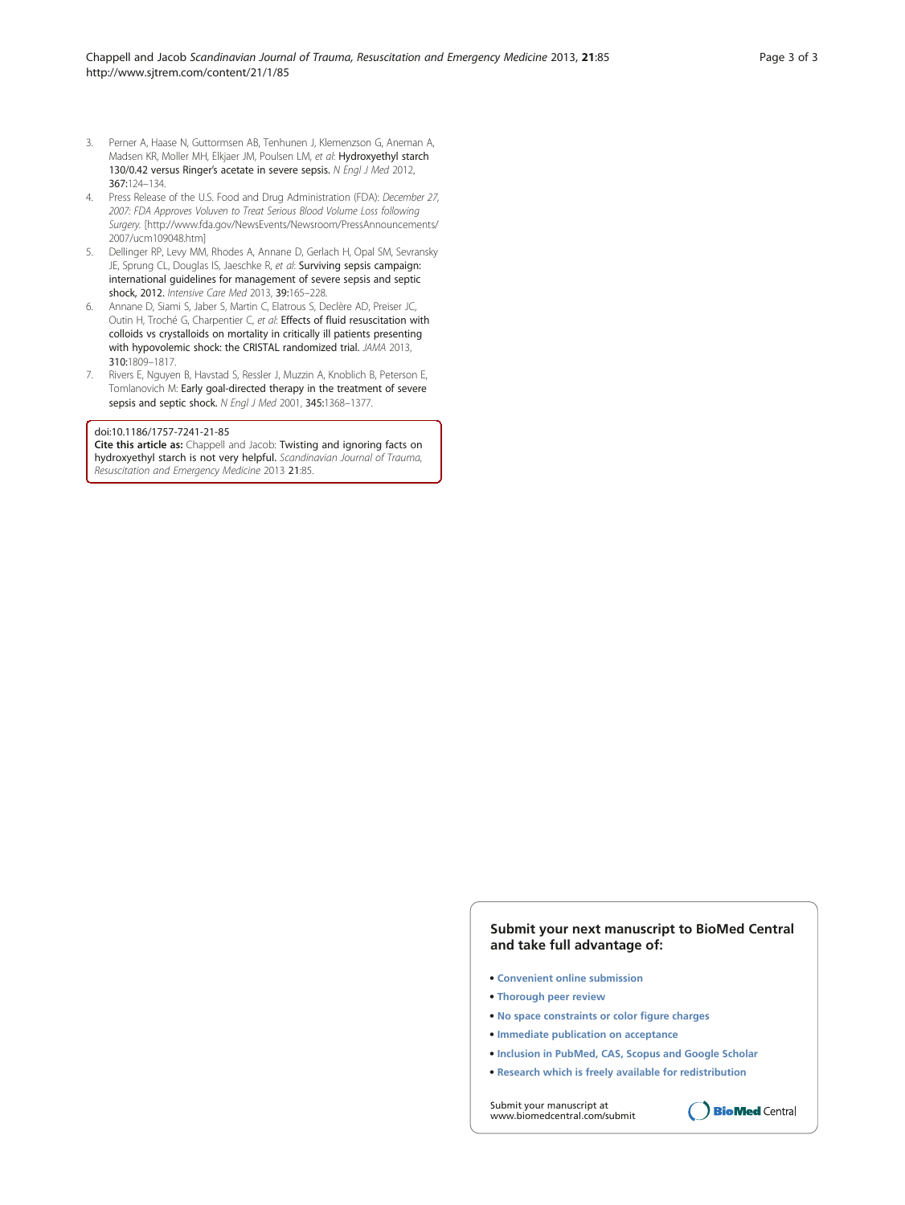3. Perner A, Haase N, Guttormsen AB, Tenhunen J, Klemenzson G, Aneman A, Madsen KR, Moller MH, Elkjaer JM, Poulsen LM, *et al*: **Hydroxyethyl starch 130/0.42 versus Ringer's acetate in severe sepsis.** *N Engl J Med* 2012, **367:**124–134.
4. Press Release of the U.S. Food and Drug Administration (FDA): *December 27, 2007: FDA Approves Voluven to Treat Serious Blood Volume Loss following Surgery.* [http://www.fda.gov/NewsEvents/Newsroom/PressAnnouncements/2007/ucm109048.htm]
5. Dellinger RP, Levy MM, Rhodes A, Annane D, Gerlach H, Opal SM, Sevransky JE, Sprung CL, Douglas IS, Jaeschke R, *et al*: **Surviving sepsis campaign: international guidelines for management of severe sepsis and septic shock, 2012.** *Intensive Care Med* 2013, **39:**165–228.
6. Annane D, Siami S, Jaber S, Martin C, Elatrous S, Declère AD, Preiser JC, Outin H, Troché G, Charpentier C, *et al*: **Effects of fluid resuscitation with colloids vs crystalloids on mortality in critically ill patients presenting with hypovolemic shock: the CRISTAL randomized trial.** *JAMA* 2013, **310:**1809–1817.
7. Rivers E, Nguyen B, Havstad S, Ressler J, Muzzin A, Knoblich B, Peterson E, Tomlanovich M: **Early goal-directed therapy in the treatment of severe sepsis and septic shock.** *N Engl J Med* 2001, **345:**1368–1377.

doi:10.1186/1757-7241-21-85

**Cite this article as:** Chappell and Jacob: **Twisting and ignoring facts on hydroxyethyl starch is not very helpful.** *Scandinavian Journal of Trauma, Resuscitation and Emergency Medicine* 2013 **21**:85.

**Submit your next manuscript to BioMed Central and take full advantage of:**

- **Convenient online submission**
- **Thorough peer review**
- **No space constraints or color figure charges**
- **Immediate publication on acceptance**
- **Inclusion in PubMed, CAS, Scopus and Google Scholar**
- **Research which is freely available for redistribution**

Submit your manuscript at
www.biomedcentral.com/submit

BioMed Central